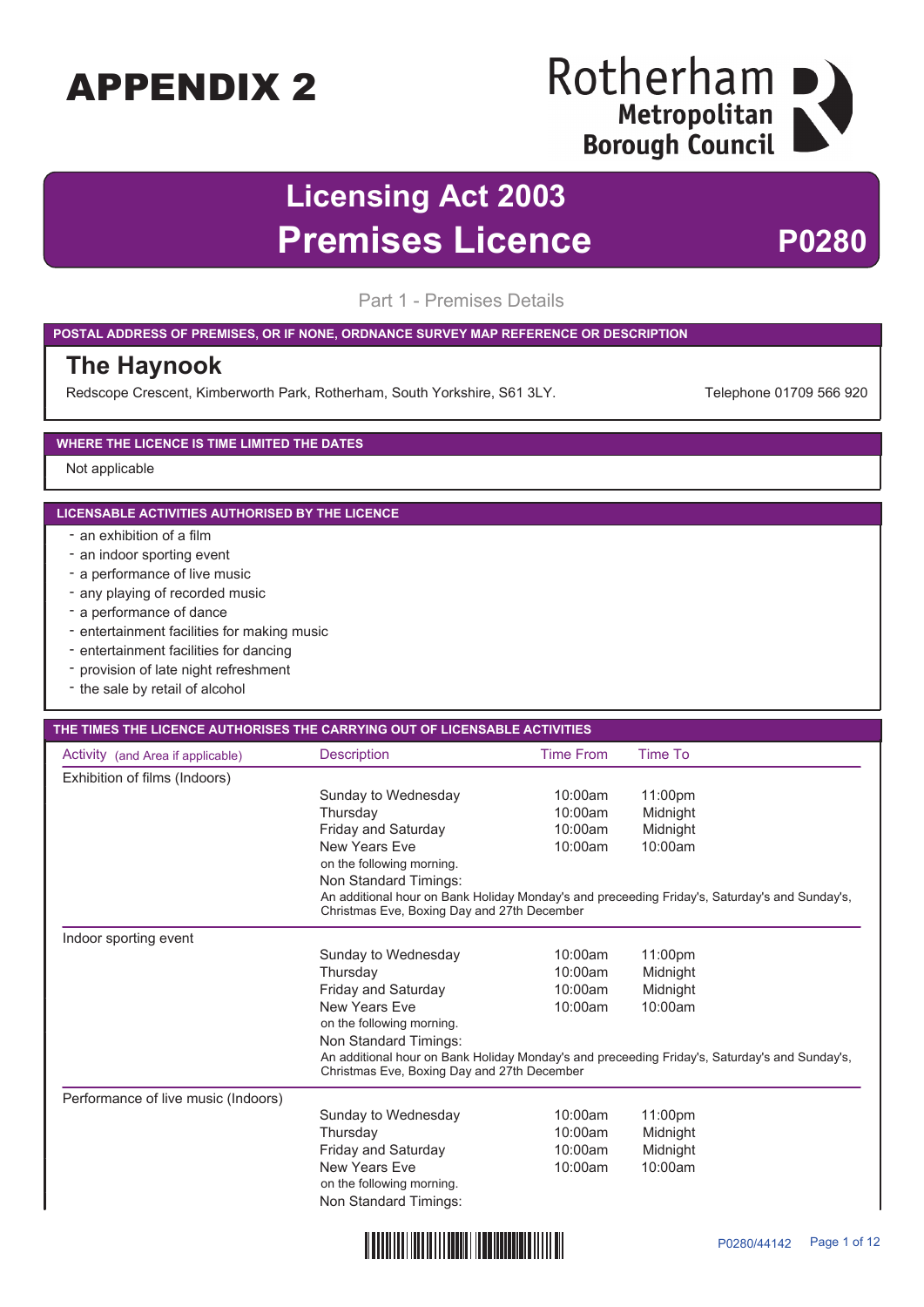# APPENDIX 2

Rotherham Metropolitan Borough Council

# Licensing Act 2003
# Premises Licence

**P0280**

## Part 1 - Premises Details

**POSTAL ADDRESS OF PREMISES, OR IF NONE, ORDNANCE SURVEY MAP REFERENCE OR DESCRIPTION**

### The Haynook

Redscope Crescent, Kimberworth Park, Rotherham, South Yorkshire, S61 3LY.

Telephone 01709 566 920

**WHERE THE LICENCE IS TIME LIMITED THE DATES**

Not applicable

**LICENSABLE ACTIVITIES AUTHORISED BY THE LICENCE**

- an exhibition of a film
- an indoor sporting event
- a performance of live music
- any playing of recorded music
- a performance of dance
- entertainment facilities for making music
- entertainment facilities for dancing
- provision of late night refreshment
- the sale by retail of alcohol

**THE TIMES THE LICENCE AUTHORISES THE CARRYING OUT OF LICENSABLE ACTIVITIES**

| Activity (and Area if applicable) | Description | Time From | Time To |
|---|---|---|---|
| Exhibition of films (Indoors) | | | |
| | Sunday to Wednesday | 10:00am | 11:00pm |
| | Thursday | 10:00am | Midnight |
| | Friday and Saturday | 10:00am | Midnight |
| | New Years Eve | 10:00am | 10:00am |
| | on the following morning. | | |
| | Non Standard Timings: | | |
| | An additional hour on Bank Holiday Monday's and preceeding Friday's, Saturday's and Sunday's, Christmas Eve, Boxing Day and 27th December | | |
| Indoor sporting event | | | |
| | Sunday to Wednesday | 10:00am | 11:00pm |
| | Thursday | 10:00am | Midnight |
| | Friday and Saturday | 10:00am | Midnight |
| | New Years Eve | 10:00am | 10:00am |
| | on the following morning. | | |
| | Non Standard Timings: | | |
| | An additional hour on Bank Holiday Monday's and preceeding Friday's, Saturday's and Sunday's, Christmas Eve, Boxing Day and 27th December | | |
| Performance of live music (Indoors) | | | |
| | Sunday to Wednesday | 10:00am | 11:00pm |
| | Thursday | 10:00am | Midnight |
| | Friday and Saturday | 10:00am | Midnight |
| | New Years Eve | 10:00am | 10:00am |
| | on the following morning. | | |
| | Non Standard Timings: | | |

P0280/44142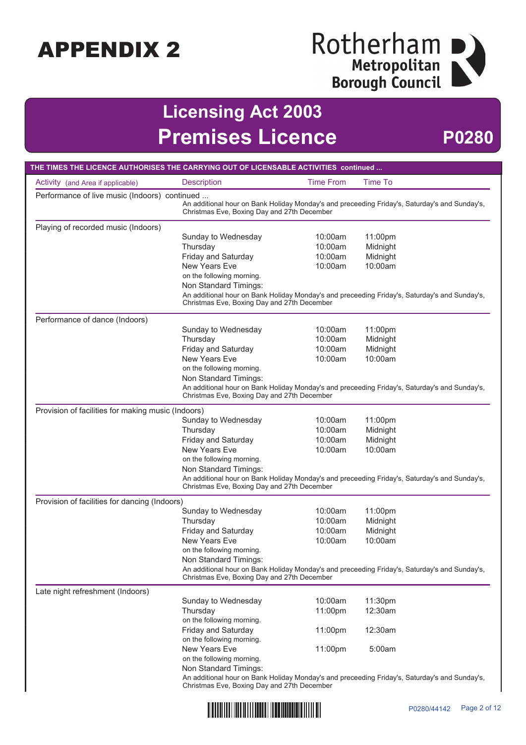# APPENDIX 2

Rotherham Metropolitan Borough Council

## Licensing Act 2003
## Premises Licence **P0280**

**THE TIMES THE LICENCE AUTHORISES THE CARRYING OUT OF LICENSABLE ACTIVITIES continued ...**

| Activity (and Area if applicable) | Description | Time From | Time To |
|---|---|---|---|
| Performance of live music (Indoors) continued ... | | | |
| | An additional hour on Bank Holiday Monday's and preceeding Friday's, Saturday's and Sunday's, Christmas Eve, Boxing Day and 27th December | | |
| Playing of recorded music (Indoors) | | | |
| | Sunday to Wednesday | 10:00am | 11:00pm |
| | Thursday | 10:00am | Midnight |
| | Friday and Saturday | 10:00am | Midnight |
| | New Years Eve on the following morning. | 10:00am | 10:00am |
| | Non Standard Timings: An additional hour on Bank Holiday Monday's and preceeding Friday's, Saturday's and Sunday's, Christmas Eve, Boxing Day and 27th December | | |
| Performance of dance (Indoors) | | | |
| | Sunday to Wednesday | 10:00am | 11:00pm |
| | Thursday | 10:00am | Midnight |
| | Friday and Saturday | 10:00am | Midnight |
| | New Years Eve on the following morning. | 10:00am | 10:00am |
| | Non Standard Timings: An additional hour on Bank Holiday Monday's and preceeding Friday's, Saturday's and Sunday's, Christmas Eve, Boxing Day and 27th December | | |
| Provision of facilities for making music (Indoors) | | | |
| | Sunday to Wednesday | 10:00am | 11:00pm |
| | Thursday | 10:00am | Midnight |
| | Friday and Saturday | 10:00am | Midnight |
| | New Years Eve on the following morning. | 10:00am | 10:00am |
| | Non Standard Timings: An additional hour on Bank Holiday Monday's and preceeding Friday's, Saturday's and Sunday's, Christmas Eve, Boxing Day and 27th December | | |
| Provision of facilities for dancing (Indoors) | | | |
| | Sunday to Wednesday | 10:00am | 11:00pm |
| | Thursday | 10:00am | Midnight |
| | Friday and Saturday | 10:00am | Midnight |
| | New Years Eve on the following morning. | 10:00am | 10:00am |
| | Non Standard Timings: An additional hour on Bank Holiday Monday's and preceeding Friday's, Saturday's and Sunday's, Christmas Eve, Boxing Day and 27th December | | |
| Late night refreshment (Indoors) | | | |
| | Sunday to Wednesday | 10:00am | 11:30pm |
| | Thursday on the following morning. | 11:00pm | 12:30am |
| | Friday and Saturday on the following morning. | 11:00pm | 12:30am |
| | New Years Eve on the following morning. | 11:00pm | 5:00am |
| | Non Standard Timings: An additional hour on Bank Holiday Monday's and preceeding Friday's, Saturday's and Sunday's, Christmas Eve, Boxing Day and 27th December | | |

P0280/44142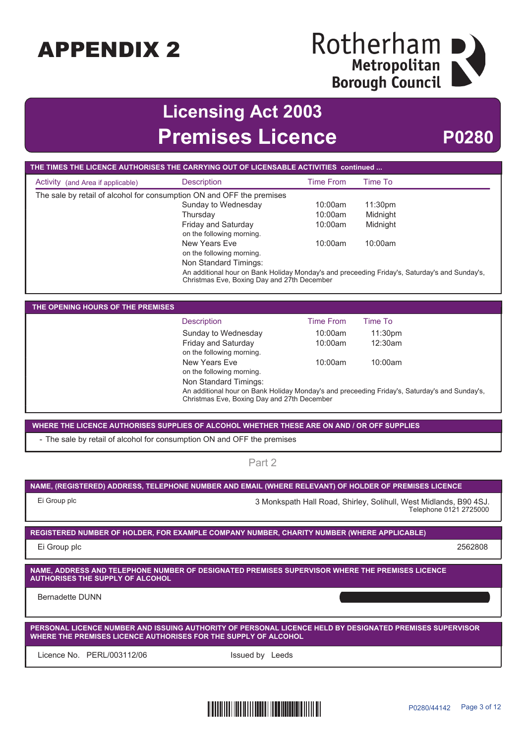# APPENDIX 2

Rotherham Metropolitan Borough Council

## Licensing Act 2003
## Premises Licence

**P0280**

### THE TIMES THE LICENCE AUTHORISES THE CARRYING OUT OF LICENSABLE ACTIVITIES continued ...

| Activity (and Area if applicable) | Description | Time From | Time To |
|---|---|---|---|
| The sale by retail of alcohol for consumption ON and OFF the premises | | | |
| | Sunday to Wednesday | 10:00am | 11:30pm |
| | Thursday | 10:00am | Midnight |
| | Friday and Saturday on the following morning. | 10:00am | Midnight |
| | New Years Eve on the following morning. | 10:00am | 10:00am |
| | Non Standard Timings: An additional hour on Bank Holiday Monday's and preceeding Friday's, Saturday's and Sunday's, Christmas Eve, Boxing Day and 27th December | | |

### THE OPENING HOURS OF THE PREMISES

| Description | Time From | Time To |
|---|---|---|
| Sunday to Wednesday | 10:00am | 11:30pm |
| Friday and Saturday on the following morning. | 10:00am | 12:30am |
| New Years Eve on the following morning. | 10:00am | 10:00am |
| Non Standard Timings: An additional hour on Bank Holiday Monday's and preceeding Friday's, Saturday's and Sunday's, Christmas Eve, Boxing Day and 27th December | | |

### WHERE THE LICENCE AUTHORISES SUPPLIES OF ALCOHOL WHETHER THESE ARE ON AND / OR OFF SUPPLIES

- The sale by retail of alcohol for consumption ON and OFF the premises

## Part 2

### NAME, (REGISTERED) ADDRESS, TELEPHONE NUMBER AND EMAIL (WHERE RELEVANT) OF HOLDER OF PREMISES LICENCE

Ei Group plc

3 Monkspath Hall Road, Shirley, Solihull, West Midlands, B90 4SJ.
Telephone 0121 2725000

### REGISTERED NUMBER OF HOLDER, FOR EXAMPLE COMPANY NUMBER, CHARITY NUMBER (WHERE APPLICABLE)

Ei Group plc — 2562808

### NAME, ADDRESS AND TELEPHONE NUMBER OF DESIGNATED PREMISES SUPERVISOR WHERE THE PREMISES LICENCE AUTHORISES THE SUPPLY OF ALCOHOL

Bernadette DUNN

### PERSONAL LICENCE NUMBER AND ISSUING AUTHORITY OF PERSONAL LICENCE HELD BY DESIGNATED PREMISES SUPERVISOR WHERE THE PREMISES LICENCE AUTHORISES FOR THE SUPPLY OF ALCOHOL

Licence No. PERL/003112/06 — Issued by Leeds

P0280/44142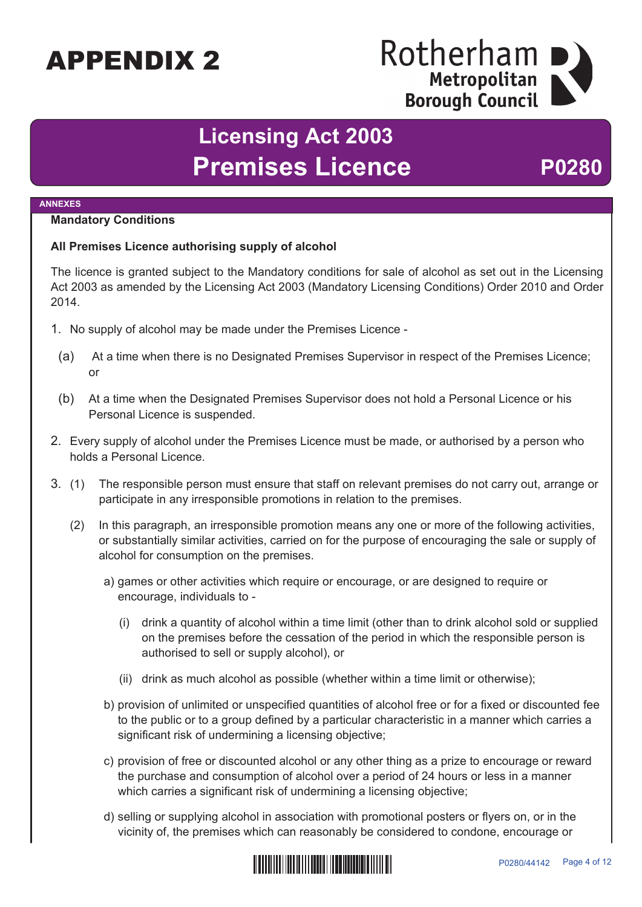# APPENDIX 2

Rotherham Metropolitan Borough Council

## Licensing Act 2003
## Premises Licence — P0280

**ANNEXES**

**Mandatory Conditions**

**All Premises Licence authorising supply of alcohol**

The licence is granted subject to the Mandatory conditions for sale of alcohol as set out in the Licensing Act 2003 as amended by the Licensing Act 2003 (Mandatory Licensing Conditions) Order 2010 and Order 2014.

1. No supply of alcohol may be made under the Premises Licence -

   (a) At a time when there is no Designated Premises Supervisor in respect of the Premises Licence; or

   (b) At a time when the Designated Premises Supervisor does not hold a Personal Licence or his Personal Licence is suspended.

2. Every supply of alcohol under the Premises Licence must be made, or authorised by a person who holds a Personal Licence.

3. (1) The responsible person must ensure that staff on relevant premises do not carry out, arrange or participate in any irresponsible promotions in relation to the premises.

   (2) In this paragraph, an irresponsible promotion means any one or more of the following activities, or substantially similar activities, carried on for the purpose of encouraging the sale or supply of alcohol for consumption on the premises.

      a) games or other activities which require or encourage, or are designed to require or encourage, individuals to -

         (i) drink a quantity of alcohol within a time limit (other than to drink alcohol sold or supplied on the premises before the cessation of the period in which the responsible person is authorised to sell or supply alcohol), or

         (ii) drink as much alcohol as possible (whether within a time limit or otherwise);

      b) provision of unlimited or unspecified quantities of alcohol free or for a fixed or discounted fee to the public or to a group defined by a particular characteristic in a manner which carries a significant risk of undermining a licensing objective;

      c) provision of free or discounted alcohol or any other thing as a prize to encourage or reward the purchase and consumption of alcohol over a period of 24 hours or less in a manner which carries a significant risk of undermining a licensing objective;

      d) selling or supplying alcohol in association with promotional posters or flyers on, or in the vicinity of, the premises which can reasonably be considered to condone, encourage or

P0280/44142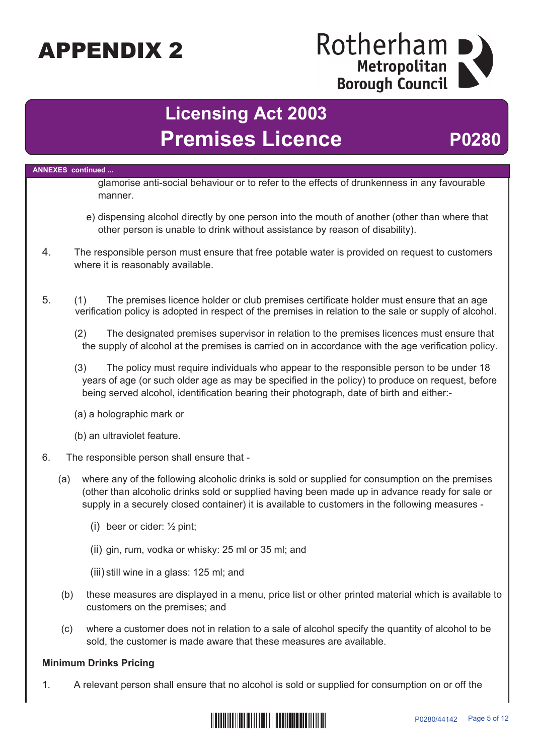# APPENDIX 2

## Licensing Act 2003
## Premises Licence P0280

**ANNEXES continued ...**

glamorise anti-social behaviour or to refer to the effects of drunkenness in any favourable manner.

e) dispensing alcohol directly by one person into the mouth of another (other than where that other person is unable to drink without assistance by reason of disability).

4. The responsible person must ensure that free potable water is provided on request to customers where it is reasonably available.

5. (1) The premises licence holder or club premises certificate holder must ensure that an age verification policy is adopted in respect of the premises in relation to the sale or supply of alcohol.

   (2) The designated premises supervisor in relation to the premises licences must ensure that the supply of alcohol at the premises is carried on in accordance with the age verification policy.

   (3) The policy must require individuals who appear to the responsible person to be under 18 years of age (or such older age as may be specified in the policy) to produce on request, before being served alcohol, identification bearing their photograph, date of birth and either:-

   (a) a holographic mark or

   (b) an ultraviolet feature.

6. The responsible person shall ensure that -

   (a) where any of the following alcoholic drinks is sold or supplied for consumption on the premises (other than alcoholic drinks sold or supplied having been made up in advance ready for sale or supply in a securely closed container) it is available to customers in the following measures -

      (i) beer or cider: ½ pint;

      (ii) gin, rum, vodka or whisky: 25 ml or 35 ml; and

      (iii) still wine in a glass: 125 ml; and

   (b) these measures are displayed in a menu, price list or other printed material which is available to customers on the premises; and

   (c) where a customer does not in relation to a sale of alcohol specify the quantity of alcohol to be sold, the customer is made aware that these measures are available.

**Minimum Drinks Pricing**

1. A relevant person shall ensure that no alcohol is sold or supplied for consumption on or off the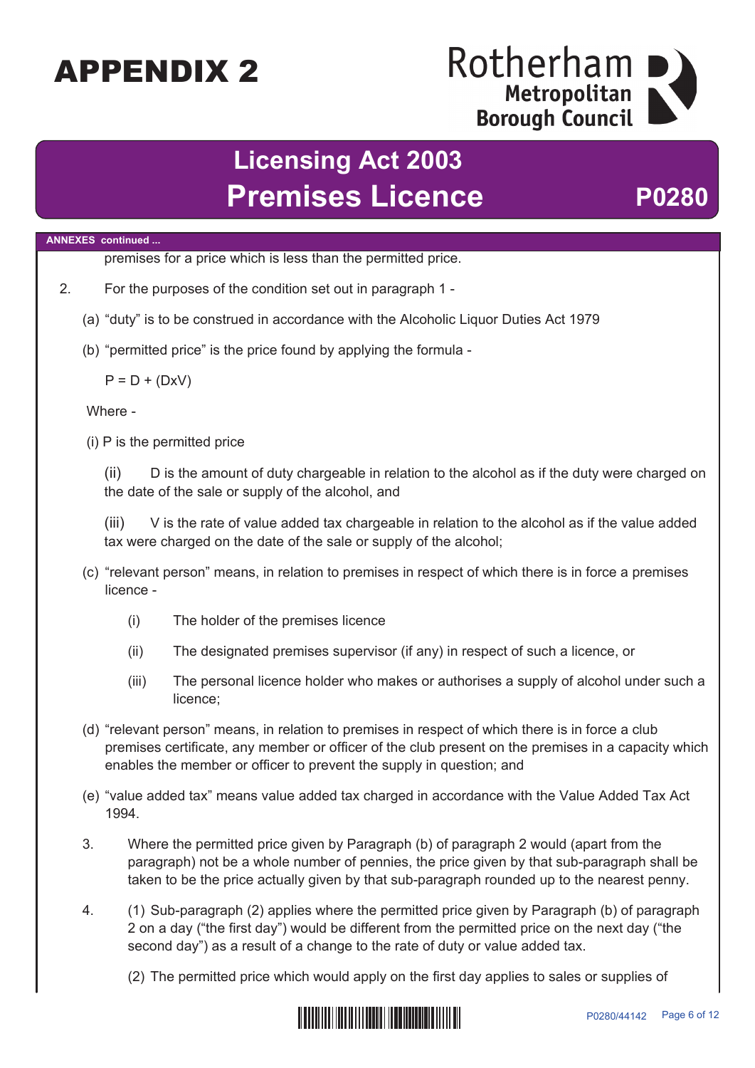# APPENDIX 2

## Licensing Act 2003
## Premises Licence **P0280**

**ANNEXES continued ...**

premises for a price which is less than the permitted price.

2. For the purposes of the condition set out in paragraph 1 -

(a) "duty" is to be construed in accordance with the Alcoholic Liquor Duties Act 1979

(b) "permitted price" is the price found by applying the formula -

$P = D + (DxV)$

Where -

(i) P is the permitted price

(ii) D is the amount of duty chargeable in relation to the alcohol as if the duty were charged on the date of the sale or supply of the alcohol, and

(iii) V is the rate of value added tax chargeable in relation to the alcohol as if the value added tax were charged on the date of the sale or supply of the alcohol;

(c) "relevant person" means, in relation to premises in respect of which there is in force a premises licence -

- (i) The holder of the premises licence
- (ii) The designated premises supervisor (if any) in respect of such a licence, or
- (iii) The personal licence holder who makes or authorises a supply of alcohol under such a licence;

(d) "relevant person" means, in relation to premises in respect of which there is in force a club premises certificate, any member or officer of the club present on the premises in a capacity which enables the member or officer to prevent the supply in question; and

(e) "value added tax" means value added tax charged in accordance with the Value Added Tax Act 1994.

3. Where the permitted price given by Paragraph (b) of paragraph 2 would (apart from the paragraph) not be a whole number of pennies, the price given by that sub-paragraph shall be taken to be the price actually given by that sub-paragraph rounded up to the nearest penny.

4. (1) Sub-paragraph (2) applies where the permitted price given by Paragraph (b) of paragraph 2 on a day ("the first day") would be different from the permitted price on the next day ("the second day") as a result of a change to the rate of duty or value added tax.

(2) The permitted price which would apply on the first day applies to sales or supplies of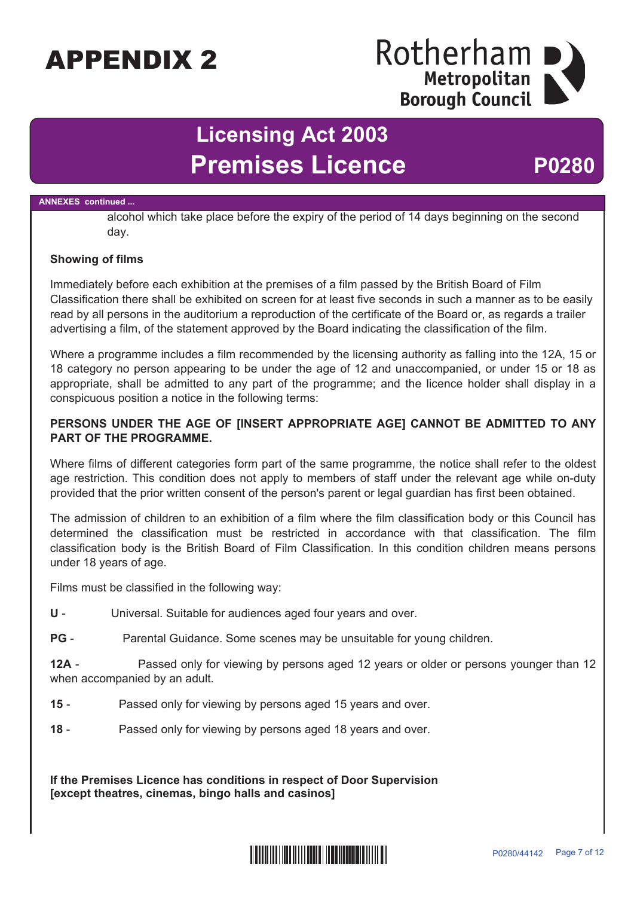alcohol which take place before the expiry of the period of 14 days beginning on the second day.

**Showing of films**

Immediately before each exhibition at the premises of a film passed by the British Board of Film Classification there shall be exhibited on screen for at least five seconds in such a manner as to be easily read by all persons in the auditorium a reproduction of the certificate of the Board or, as regards a trailer advertising a film, of the statement approved by the Board indicating the classification of the film.

Where a programme includes a film recommended by the licensing authority as falling into the 12A, 15 or 18 category no person appearing to be under the age of 12 and unaccompanied, or under 15 or 18 as appropriate, shall be admitted to any part of the programme; and the licence holder shall display in a conspicuous position a notice in the following terms:

**PERSONS UNDER THE AGE OF [INSERT APPROPRIATE AGE] CANNOT BE ADMITTED TO ANY PART OF THE PROGRAMME.**

Where films of different categories form part of the same programme, the notice shall refer to the oldest age restriction. This condition does not apply to members of staff under the relevant age while on-duty provided that the prior written consent of the person's parent or legal guardian has first been obtained.

The admission of children to an exhibition of a film where the film classification body or this Council has determined the classification must be restricted in accordance with that classification. The film classification body is the British Board of Film Classification. In this condition children means persons under 18 years of age.

Films must be classified in the following way:

**U** - Universal. Suitable for audiences aged four years and over.

**PG** - Parental Guidance. Some scenes may be unsuitable for young children.

**12A** - Passed only for viewing by persons aged 12 years or older or persons younger than 12 when accompanied by an adult.

**15** - Passed only for viewing by persons aged 15 years and over.

**18** - Passed only for viewing by persons aged 18 years and over.

**If the Premises Licence has conditions in respect of Door Supervision [except theatres, cinemas, bingo halls and casinos]**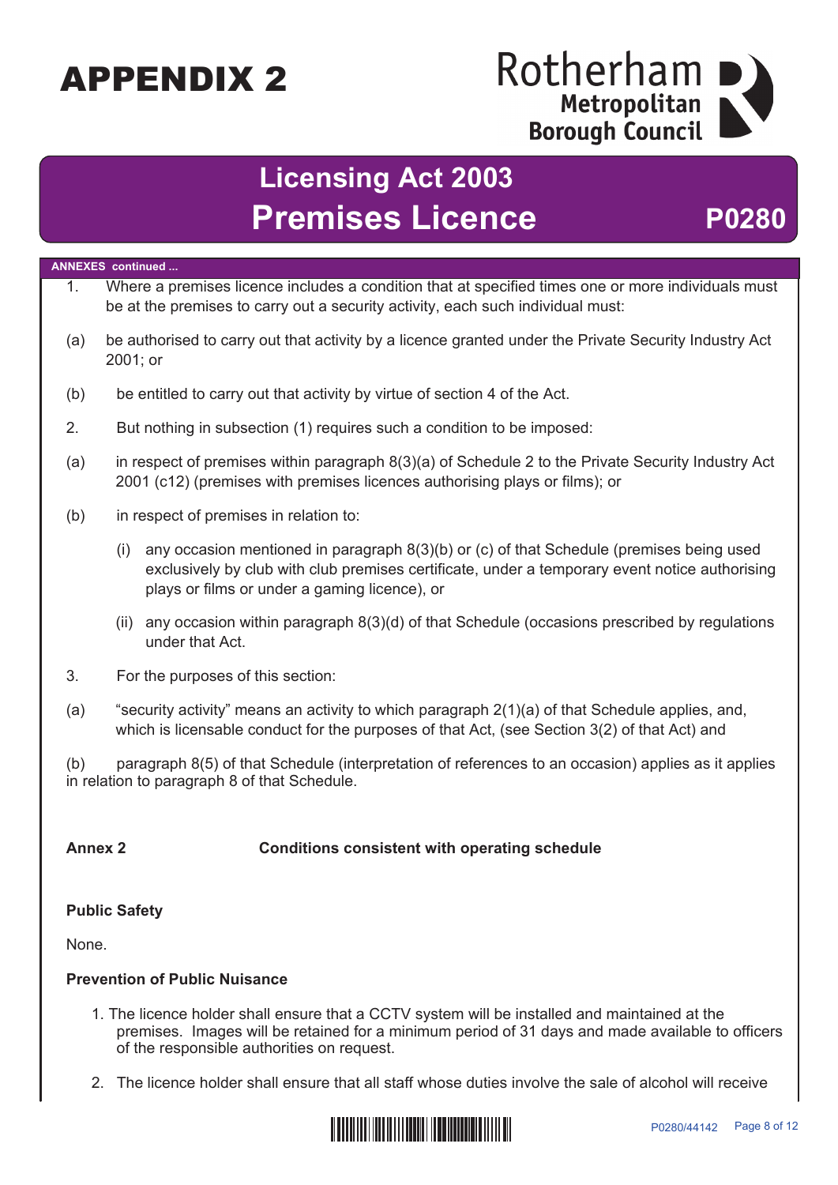# APPENDIX 2

Rotherham Metropolitan Borough Council

## Licensing Act 2003
## Premises Licence P0280

**ANNEXES continued ...**

1. Where a premises licence includes a condition that at specified times one or more individuals must be at the premises to carry out a security activity, each such individual must:

(a) be authorised to carry out that activity by a licence granted under the Private Security Industry Act 2001; or

(b) be entitled to carry out that activity by virtue of section 4 of the Act.

2. But nothing in subsection (1) requires such a condition to be imposed:

(a) in respect of premises within paragraph 8(3)(a) of Schedule 2 to the Private Security Industry Act 2001 (c12) (premises with premises licences authorising plays or films); or

(b) in respect of premises in relation to:

- (i) any occasion mentioned in paragraph 8(3)(b) or (c) of that Schedule (premises being used exclusively by club with club premises certificate, under a temporary event notice authorising plays or films or under a gaming licence), or
- (ii) any occasion within paragraph 8(3)(d) of that Schedule (occasions prescribed by regulations under that Act.

3. For the purposes of this section:

(a) "security activity" means an activity to which paragraph 2(1)(a) of that Schedule applies, and, which is licensable conduct for the purposes of that Act, (see Section 3(2) of that Act) and

(b) paragraph 8(5) of that Schedule (interpretation of references to an occasion) applies as it applies in relation to paragraph 8 of that Schedule.

**Annex 2** **Conditions consistent with operating schedule**

**Public Safety**

None.

**Prevention of Public Nuisance**

1. The licence holder shall ensure that a CCTV system will be installed and maintained at the premises. Images will be retained for a minimum period of 31 days and made available to officers of the responsible authorities on request.
2. The licence holder shall ensure that all staff whose duties involve the sale of alcohol will receive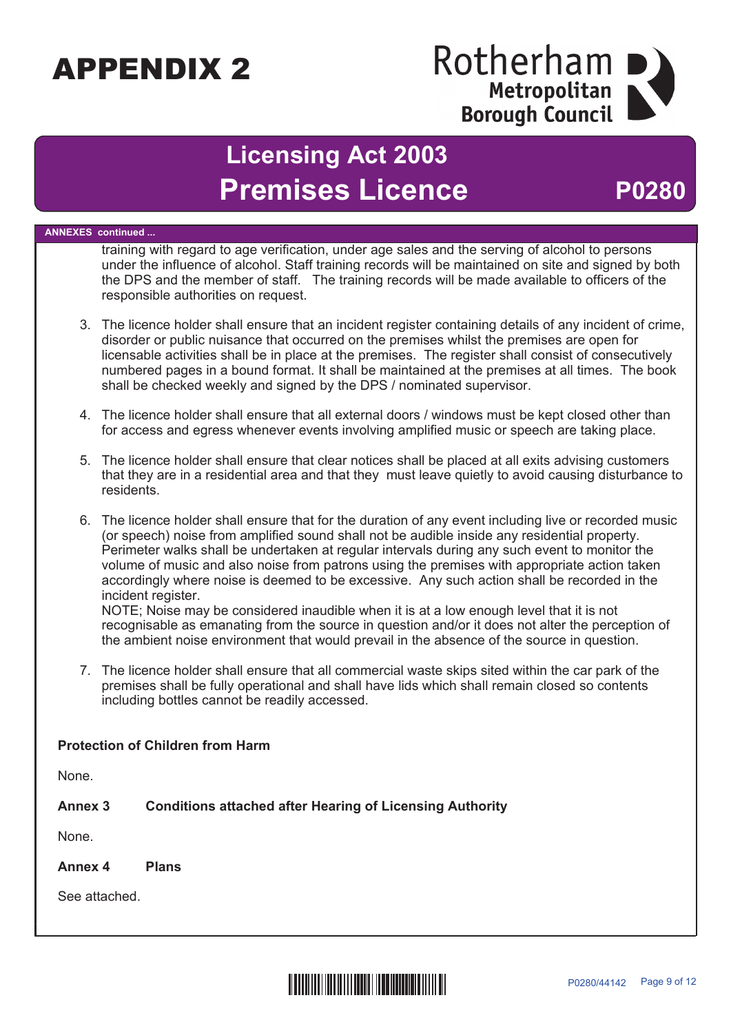# APPENDIX 2

## Licensing Act 2003
## Premises Licence P0280

**ANNEXES continued ...**

training with regard to age verification, under age sales and the serving of alcohol to persons under the influence of alcohol. Staff training records will be maintained on site and signed by both the DPS and the member of staff. The training records will be made available to officers of the responsible authorities on request.

3. The licence holder shall ensure that an incident register containing details of any incident of crime, disorder or public nuisance that occurred on the premises whilst the premises are open for licensable activities shall be in place at the premises. The register shall consist of consecutively numbered pages in a bound format. It shall be maintained at the premises at all times. The book shall be checked weekly and signed by the DPS / nominated supervisor.

4. The licence holder shall ensure that all external doors / windows must be kept closed other than for access and egress whenever events involving amplified music or speech are taking place.

5. The licence holder shall ensure that clear notices shall be placed at all exits advising customers that they are in a residential area and that they must leave quietly to avoid causing disturbance to residents.

6. The licence holder shall ensure that for the duration of any event including live or recorded music (or speech) noise from amplified sound shall not be audible inside any residential property. Perimeter walks shall be undertaken at regular intervals during any such event to monitor the volume of music and also noise from patrons using the premises with appropriate action taken accordingly where noise is deemed to be excessive. Any such action shall be recorded in the incident register.
   NOTE; Noise may be considered inaudible when it is at a low enough level that it is not recognisable as emanating from the source in question and/or it does not alter the perception of the ambient noise environment that would prevail in the absence of the source in question.

7. The licence holder shall ensure that all commercial waste skips sited within the car park of the premises shall be fully operational and shall have lids which shall remain closed so contents including bottles cannot be readily accessed.

**Protection of Children from Harm**

None.

**Annex 3 Conditions attached after Hearing of Licensing Authority**

None.

**Annex 4 Plans**

See attached.

P0280/44142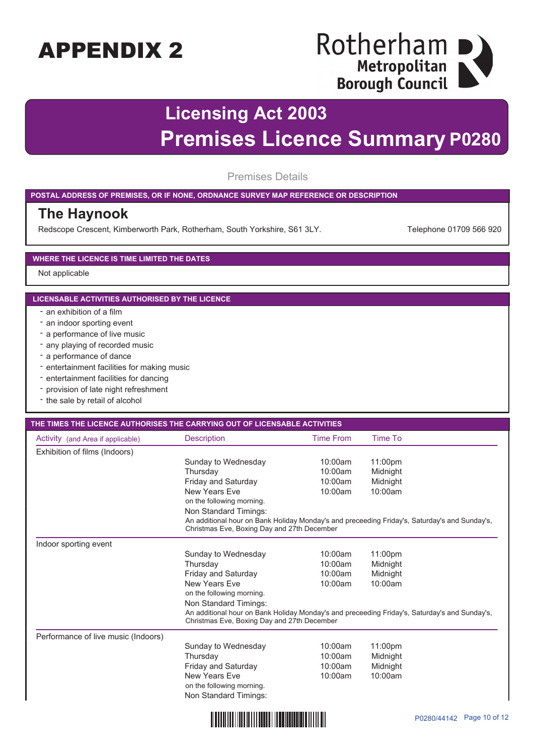# APPENDIX 2

Rotherham Metropolitan Borough Council

## Licensing Act 2003
## Premises Licence Summary P0280

Premises Details

**POSTAL ADDRESS OF PREMISES, OR IF NONE, ORDNANCE SURVEY MAP REFERENCE OR DESCRIPTION**

### The Haynook

Redscope Crescent, Kimberworth Park, Rotherham, South Yorkshire, S61 3LY.

Telephone 01709 566 920

**WHERE THE LICENCE IS TIME LIMITED THE DATES**

Not applicable

**LICENSABLE ACTIVITIES AUTHORISED BY THE LICENCE**

- an exhibition of a film
- an indoor sporting event
- a performance of live music
- any playing of recorded music
- a performance of dance
- entertainment facilities for making music
- entertainment facilities for dancing
- provision of late night refreshment
- the sale by retail of alcohol

**THE TIMES THE LICENCE AUTHORISES THE CARRYING OUT OF LICENSABLE ACTIVITIES**

| Activity (and Area if applicable) | Description | Time From | Time To |
|---|---|---|---|
| Exhibition of films (Indoors) | | | |
| | Sunday to Wednesday | 10:00am | 11:00pm |
| | Thursday | 10:00am | Midnight |
| | Friday and Saturday | 10:00am | Midnight |
| | New Years Eve | 10:00am | 10:00am |
| | on the following morning. | | |
| | Non Standard Timings: | | |
| | An additional hour on Bank Holiday Monday's and preceeding Friday's, Saturday's and Sunday's, Christmas Eve, Boxing Day and 27th December | | |
| Indoor sporting event | | | |
| | Sunday to Wednesday | 10:00am | 11:00pm |
| | Thursday | 10:00am | Midnight |
| | Friday and Saturday | 10:00am | Midnight |
| | New Years Eve | 10:00am | 10:00am |
| | on the following morning. | | |
| | Non Standard Timings: | | |
| | An additional hour on Bank Holiday Monday's and preceeding Friday's, Saturday's and Sunday's, Christmas Eve, Boxing Day and 27th December | | |
| Performance of live music (Indoors) | | | |
| | Sunday to Wednesday | 10:00am | 11:00pm |
| | Thursday | 10:00am | Midnight |
| | Friday and Saturday | 10:00am | Midnight |
| | New Years Eve | 10:00am | 10:00am |
| | on the following morning. | | |
| | Non Standard Timings: | | |

P0280/44142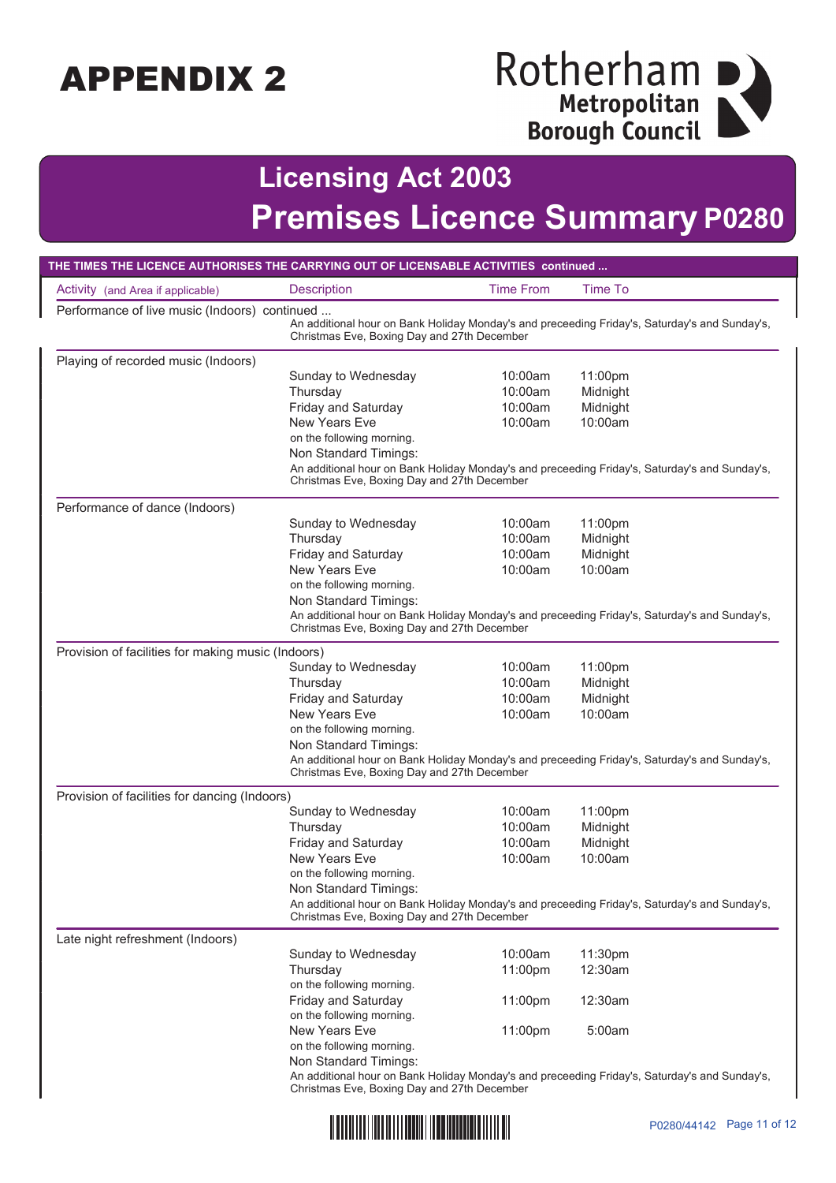# APPENDIX 2

Rotherham Metropolitan Borough Council

## Licensing Act 2003

## Premises Licence Summary P0280

**THE TIMES THE LICENCE AUTHORISES THE CARRYING OUT OF LICENSABLE ACTIVITIES continued ...**

| Activity (and Area if applicable) | Description | Time From | Time To |
|---|---|---|---|
| Performance of live music (Indoors) continued ... | An additional hour on Bank Holiday Monday's and preceeding Friday's, Saturday's and Sunday's, Christmas Eve, Boxing Day and 27th December | | |
| Playing of recorded music (Indoors) | Sunday to Wednesday | 10:00am | 11:00pm |
| | Thursday | 10:00am | Midnight |
| | Friday and Saturday | 10:00am | Midnight |
| | New Years Eve on the following morning. | 10:00am | 10:00am |
| | Non Standard Timings: An additional hour on Bank Holiday Monday's and preceeding Friday's, Saturday's and Sunday's, Christmas Eve, Boxing Day and 27th December | | |
| Performance of dance (Indoors) | Sunday to Wednesday | 10:00am | 11:00pm |
| | Thursday | 10:00am | Midnight |
| | Friday and Saturday | 10:00am | Midnight |
| | New Years Eve on the following morning. | 10:00am | 10:00am |
| | Non Standard Timings: An additional hour on Bank Holiday Monday's and preceeding Friday's, Saturday's and Sunday's, Christmas Eve, Boxing Day and 27th December | | |
| Provision of facilities for making music (Indoors) | Sunday to Wednesday | 10:00am | 11:00pm |
| | Thursday | 10:00am | Midnight |
| | Friday and Saturday | 10:00am | Midnight |
| | New Years Eve on the following morning. | 10:00am | 10:00am |
| | Non Standard Timings: An additional hour on Bank Holiday Monday's and preceeding Friday's, Saturday's and Sunday's, Christmas Eve, Boxing Day and 27th December | | |
| Provision of facilities for dancing (Indoors) | Sunday to Wednesday | 10:00am | 11:00pm |
| | Thursday | 10:00am | Midnight |
| | Friday and Saturday | 10:00am | Midnight |
| | New Years Eve on the following morning. | 10:00am | 10:00am |
| | Non Standard Timings: An additional hour on Bank Holiday Monday's and preceeding Friday's, Saturday's and Sunday's, Christmas Eve, Boxing Day and 27th December | | |
| Late night refreshment (Indoors) | Sunday to Wednesday | 10:00am | 11:30pm |
| | Thursday on the following morning. | 11:00pm | 12:30am |
| | Friday and Saturday on the following morning. | 11:00pm | 12:30am |
| | New Years Eve on the following morning. | 11:00pm | 5:00am |
| | Non Standard Timings: An additional hour on Bank Holiday Monday's and preceeding Friday's, Saturday's and Sunday's, Christmas Eve, Boxing Day and 27th December | | |

P0280/44142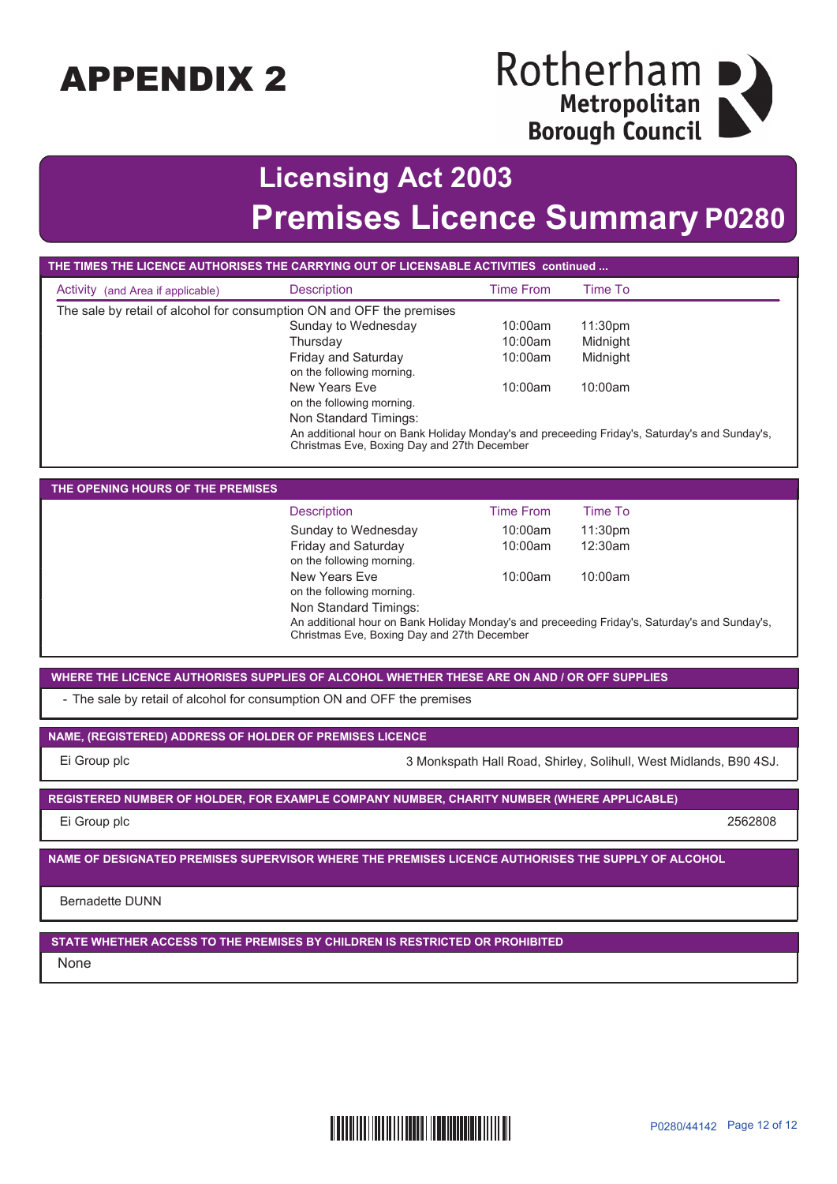# APPENDIX 2

Rotherham Metropolitan Borough Council

## Licensing Act 2003

## Premises Licence Summary P0280

### THE TIMES THE LICENCE AUTHORISES THE CARRYING OUT OF LICENSABLE ACTIVITIES continued ...

| Activity (and Area if applicable) | Description | Time From | Time To |
|---|---|---|---|
| The sale by retail of alcohol for consumption ON and OFF the premises | | | |
| | Sunday to Wednesday | 10:00am | 11:30pm |
| | Thursday | 10:00am | Midnight |
| | Friday and Saturday on the following morning. | 10:00am | Midnight |
| | New Years Eve on the following morning. | 10:00am | 10:00am |
| | Non Standard Timings: An additional hour on Bank Holiday Monday's and preceeding Friday's, Saturday's and Sunday's, Christmas Eve, Boxing Day and 27th December | | |

### THE OPENING HOURS OF THE PREMISES

| Description | Time From | Time To |
|---|---|---|
| Sunday to Wednesday | 10:00am | 11:30pm |
| Friday and Saturday on the following morning. | 10:00am | 12:30am |
| New Years Eve on the following morning. | 10:00am | 10:00am |
| Non Standard Timings: An additional hour on Bank Holiday Monday's and preceeding Friday's, Saturday's and Sunday's, Christmas Eve, Boxing Day and 27th December | | |

### WHERE THE LICENCE AUTHORISES SUPPLIES OF ALCOHOL WHETHER THESE ARE ON AND / OR OFF SUPPLIES

- The sale by retail of alcohol for consumption ON and OFF the premises

### NAME, (REGISTERED) ADDRESS OF HOLDER OF PREMISES LICENCE

Ei Group plc — 3 Monkspath Hall Road, Shirley, Solihull, West Midlands, B90 4SJ.

### REGISTERED NUMBER OF HOLDER, FOR EXAMPLE COMPANY NUMBER, CHARITY NUMBER (WHERE APPLICABLE)

Ei Group plc — 2562808

### NAME OF DESIGNATED PREMISES SUPERVISOR WHERE THE PREMISES LICENCE AUTHORISES THE SUPPLY OF ALCOHOL

Bernadette DUNN

### STATE WHETHER ACCESS TO THE PREMISES BY CHILDREN IS RESTRICTED OR PROHIBITED

None

P0280/44142